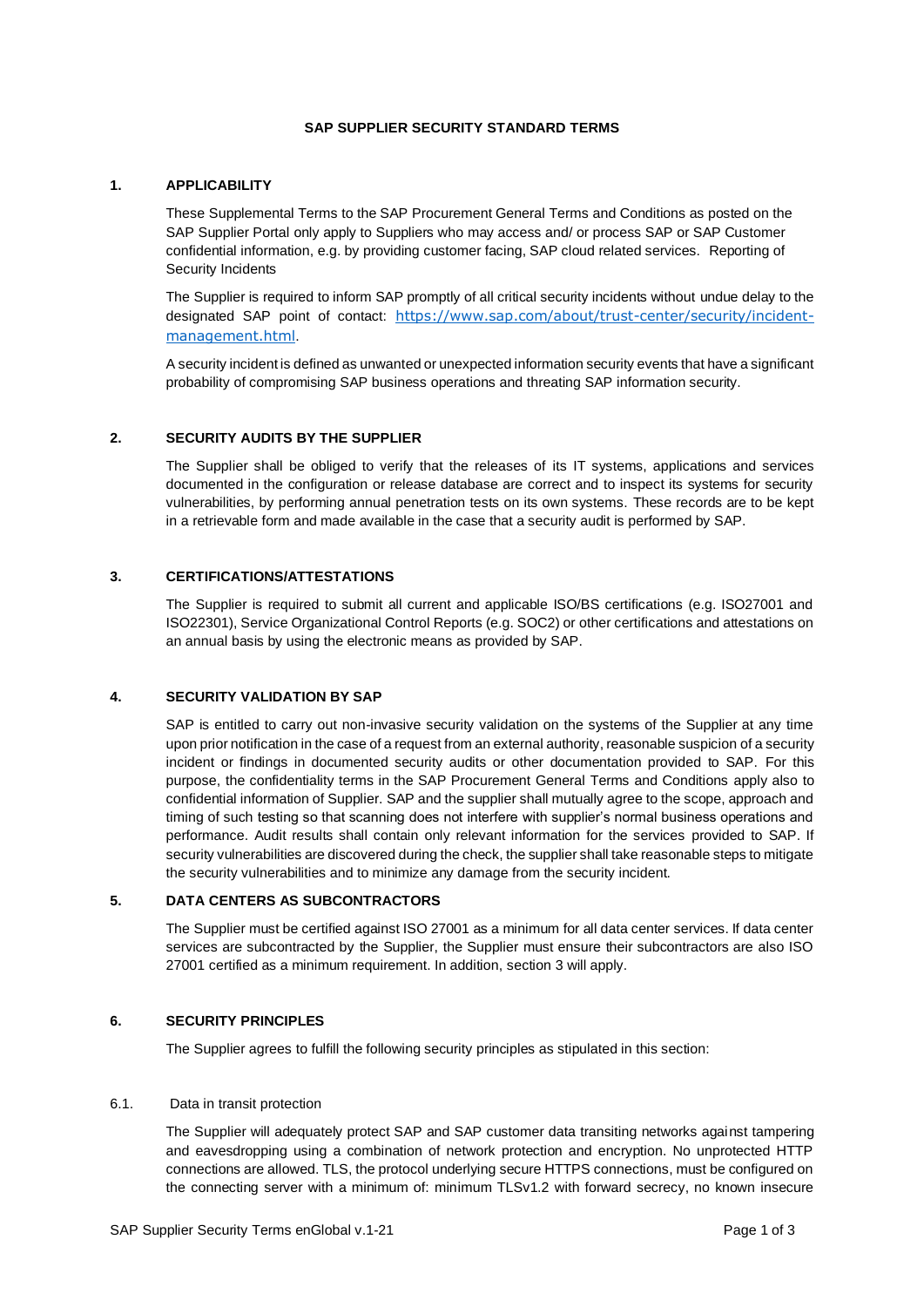# SAP SUPPLIER SECURITY STANDARD TERMS

## 1. APPLICABILITY

These Supplemental Terms to the SAP Procurement General Terms and Conditions as posted on the SAP Supplier Portal only apply to Suppliers who may access and/ or process SAP or SAP Customer confidential information, e.g. by providing customer facing, SAP cloud related services. Reporting of Security Incidents

The Supplier is required to inform SAP promptly of all critical security incidents without undue delay to the designated SAP point of contact: https://www.sap.com/about/trust-center/security/incident-management.html.

A security incident is defined as unwanted or unexpected information security events that have a significant probability of compromising SAP business operations and threating SAP information security.

## 2. SECURITY AUDITS BY THE SUPPLIER

The Supplier shall be obliged to verify that the releases of its IT systems, applications and services documented in the configuration or release database are correct and to inspect its systems for security vulnerabilities, by performing annual penetration tests on its own systems. These records are to be kept in a retrievable form and made available in the case that a security audit is performed by SAP.

## 3. CERTIFICATIONS/ATTESTATIONS

The Supplier is required to submit all current and applicable ISO/BS certifications (e.g. ISO27001 and ISO22301), Service Organizational Control Reports (e.g. SOC2) or other certifications and attestations on an annual basis by using the electronic means as provided by SAP.

## 4. SECURITY VALIDATION BY SAP

SAP is entitled to carry out non-invasive security validation on the systems of the Supplier at any time upon prior notification in the case of a request from an external authority, reasonable suspicion of a security incident or findings in documented security audits or other documentation provided to SAP. For this purpose, the confidentiality terms in the SAP Procurement General Terms and Conditions apply also to confidential information of Supplier. SAP and the supplier shall mutually agree to the scope, approach and timing of such testing so that scanning does not interfere with supplier's normal business operations and performance. Audit results shall contain only relevant information for the services provided to SAP. If security vulnerabilities are discovered during the check, the supplier shall take reasonable steps to mitigate the security vulnerabilities and to minimize any damage from the security incident.

## 5. DATA CENTERS AS SUBCONTRACTORS

The Supplier must be certified against ISO 27001 as a minimum for all data center services. If data center services are subcontracted by the Supplier, the Supplier must ensure their subcontractors are also ISO 27001 certified as a minimum requirement. In addition, section 3 will apply.

## 6. SECURITY PRINCIPLES

The Supplier agrees to fulfill the following security principles as stipulated in this section:

### 6.1. Data in transit protection

The Supplier will adequately protect SAP and SAP customer data transiting networks against tampering and eavesdropping using a combination of network protection and encryption. No unprotected HTTP connections are allowed. TLS, the protocol underlying secure HTTPS connections, must be configured on the connecting server with a minimum of: minimum TLSv1.2 with forward secrecy, no known insecure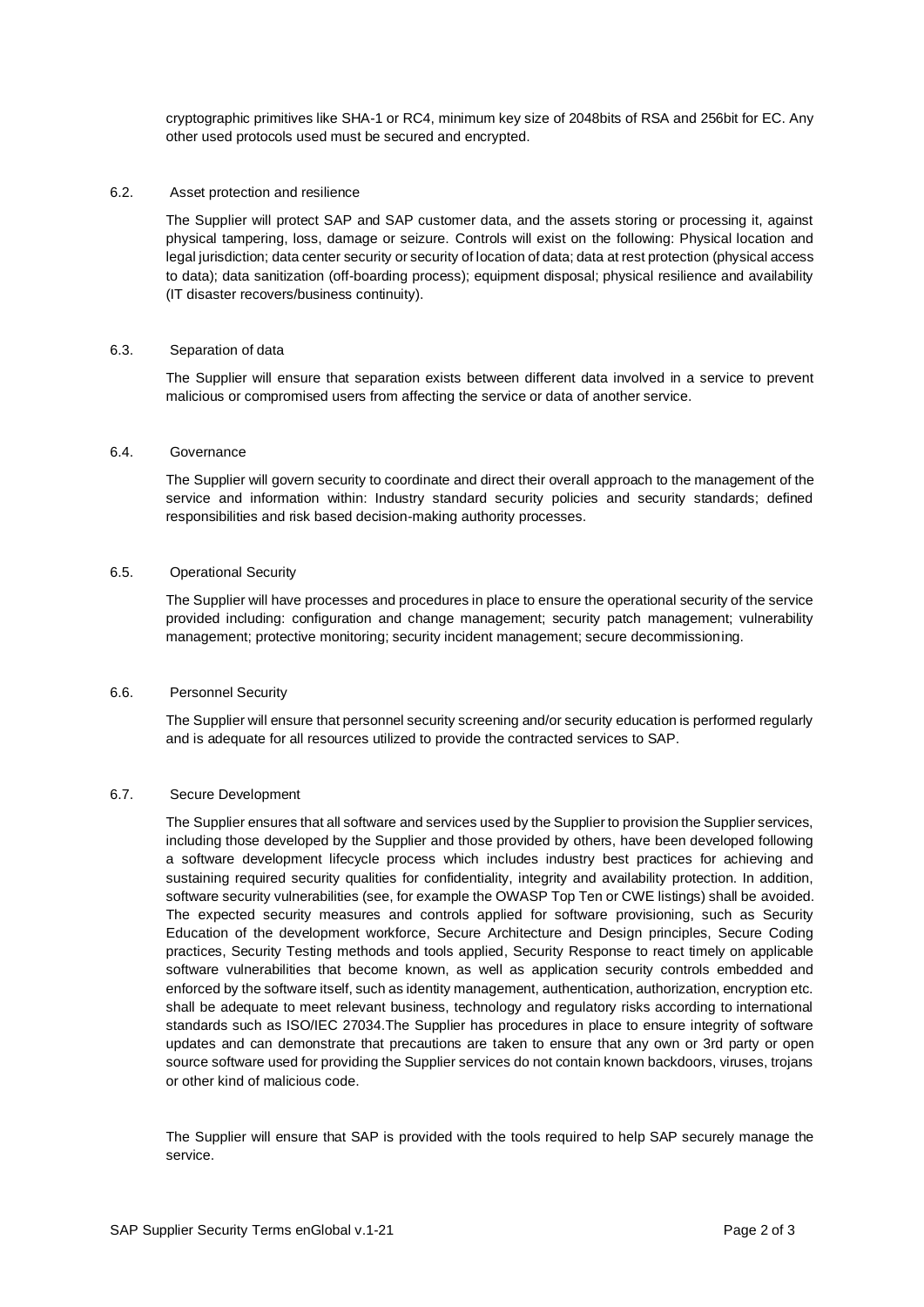cryptographic primitives like SHA-1 or RC4, minimum key size of 2048bits of RSA and 256bit for EC. Any other used protocols used must be secured and encrypted.

### 6.2. Asset protection and resilience

The Supplier will protect SAP and SAP customer data, and the assets storing or processing it, against physical tampering, loss, damage or seizure. Controls will exist on the following: Physical location and legal jurisdiction; data center security or security of location of data; data at rest protection (physical access to data); data sanitization (off-boarding process); equipment disposal; physical resilience and availability (IT disaster recovers/business continuity).

### 6.3. Separation of data

The Supplier will ensure that separation exists between different data involved in a service to prevent malicious or compromised users from affecting the service or data of another service.

### 6.4. Governance

The Supplier will govern security to coordinate and direct their overall approach to the management of the service and information within: Industry standard security policies and security standards; defined responsibilities and risk based decision-making authority processes.

### 6.5. Operational Security

The Supplier will have processes and procedures in place to ensure the operational security of the service provided including: configuration and change management; security patch management; vulnerability management; protective monitoring; security incident management; secure decommissioning.

### 6.6. Personnel Security

The Supplier will ensure that personnel security screening and/or security education is performed regularly and is adequate for all resources utilized to provide the contracted services to SAP.

### 6.7. Secure Development

The Supplier ensures that all software and services used by the Supplier to provision the Supplier services, including those developed by the Supplier and those provided by others, have been developed following a software development lifecycle process which includes industry best practices for achieving and sustaining required security qualities for confidentiality, integrity and availability protection. In addition, software security vulnerabilities (see, for example the OWASP Top Ten or CWE listings) shall be avoided. The expected security measures and controls applied for software provisioning, such as Security Education of the development workforce, Secure Architecture and Design principles, Secure Coding practices, Security Testing methods and tools applied, Security Response to react timely on applicable software vulnerabilities that become known, as well as application security controls embedded and enforced by the software itself, such as identity management, authentication, authorization, encryption etc. shall be adequate to meet relevant business, technology and regulatory risks according to international standards such as ISO/IEC 27034.The Supplier has procedures in place to ensure integrity of software updates and can demonstrate that precautions are taken to ensure that any own or 3rd party or open source software used for providing the Supplier services do not contain known backdoors, viruses, trojans or other kind of malicious code.

The Supplier will ensure that SAP is provided with the tools required to help SAP securely manage the service.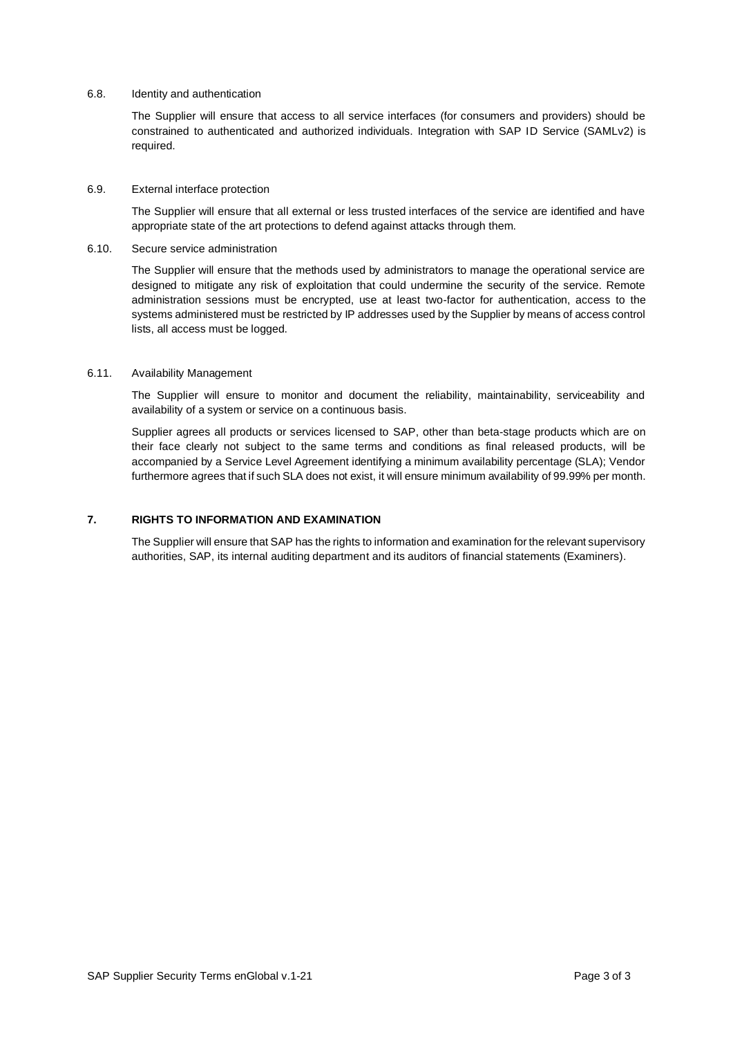### 6.8. Identity and authentication

The Supplier will ensure that access to all service interfaces (for consumers and providers) should be constrained to authenticated and authorized individuals. Integration with SAP ID Service (SAMLv2) is required.

### 6.9. External interface protection

The Supplier will ensure that all external or less trusted interfaces of the service are identified and have appropriate state of the art protections to defend against attacks through them.

### 6.10. Secure service administration

The Supplier will ensure that the methods used by administrators to manage the operational service are designed to mitigate any risk of exploitation that could undermine the security of the service. Remote administration sessions must be encrypted, use at least two-factor for authentication, access to the systems administered must be restricted by IP addresses used by the Supplier by means of access control lists, all access must be logged.

### 6.11. Availability Management

The Supplier will ensure to monitor and document the reliability, maintainability, serviceability and availability of a system or service on a continuous basis.

Supplier agrees all products or services licensed to SAP, other than beta-stage products which are on their face clearly not subject to the same terms and conditions as final released products, will be accompanied by a Service Level Agreement identifying a minimum availability percentage (SLA); Vendor furthermore agrees that if such SLA does not exist, it will ensure minimum availability of 99.99% per month.

## 7. RIGHTS TO INFORMATION AND EXAMINATION

The Supplier will ensure that SAP has the rights to information and examination for the relevant supervisory authorities, SAP, its internal auditing department and its auditors of financial statements (Examiners).